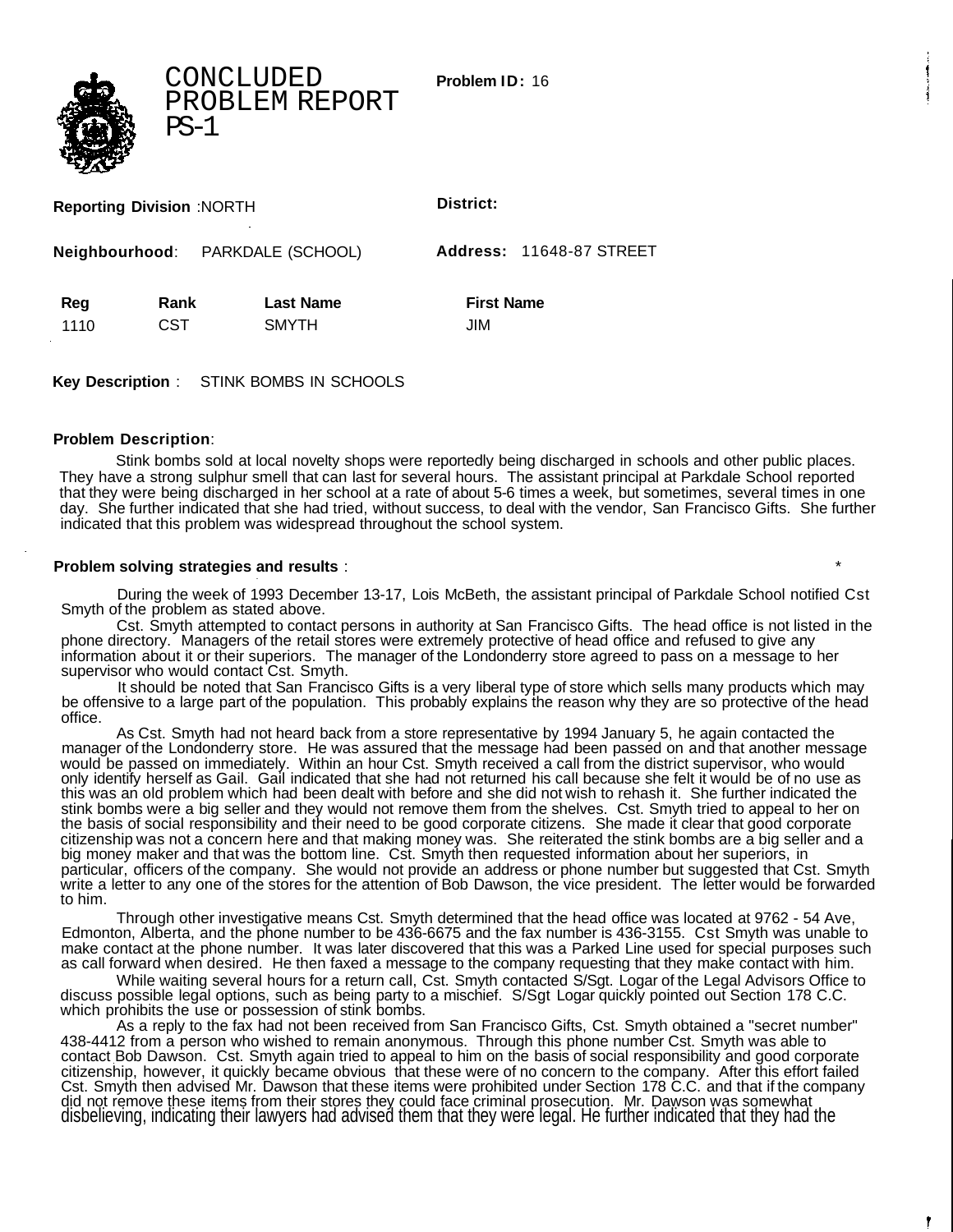# CONCLUDED PROBLEM REPORT PS-1

**Problem ID:** 16

**Reporting Division** :NORTH

**District:**

**Neighbourhood**: PARKDALE (SCHOOL)

**Address:** 11648-87 STREET

| Reg | Rank | Last Name | First Name |
|---|---|---|---|
| 1110 | CST | SMYTH | JIM |

**Key Description** : STINK BOMBS IN SCHOOLS

**Problem Description**:

Stink bombs sold at local novelty shops were reportedly being discharged in schools and other public places. They have a strong sulphur smell that can last for several hours. The assistant principal at Parkdale School reported that they were being discharged in her school at a rate of about 5-6 times a week, but sometimes, several times in one day. She further indicated that she had tried, without success, to deal with the vendor, San Francisco Gifts. She further indicated that this problem was widespread throughout the school system.

**Problem solving strategies and results** :

During the week of 1993 December 13-17, Lois McBeth, the assistant principal of Parkdale School notified Cst Smyth of the problem as stated above.

Cst. Smyth attempted to contact persons in authority at San Francisco Gifts. The head office is not listed in the phone directory. Managers of the retail stores were extremely protective of head office and refused to give any information about it or their superiors. The manager of the Londonderry store agreed to pass on a message to her supervisor who would contact Cst. Smyth.

It should be noted that San Francisco Gifts is a very liberal type of store which sells many products which may be offensive to a large part of the population. This probably explains the reason why they are so protective of the head office.

As Cst. Smyth had not heard back from a store representative by 1994 January 5, he again contacted the manager of the Londonderry store. He was assured that the message had been passed on and that another message would be passed on immediately. Within an hour Cst. Smyth received a call from the district supervisor, who would only identify herself as Gail. Gail indicated that she had not returned his call because she felt it would be of no use as this was an old problem which had been dealt with before and she did not wish to rehash it. She further indicated the stink bombs were a big seller and they would not remove them from the shelves. Cst. Smyth tried to appeal to her on the basis of social responsibility and their need to be good corporate citizens. She made it clear that good corporate citizenship was not a concern here and that making money was. She reiterated the stink bombs are a big seller and a big money maker and that was the bottom line. Cst. Smyth then requested information about her superiors, in particular, officers of the company. She would not provide an address or phone number but suggested that Cst. Smyth write a letter to any one of the stores for the attention of Bob Dawson, the vice president. The letter would be forwarded to him.

Through other investigative means Cst. Smyth determined that the head office was located at 9762 - 54 Ave, Edmonton, Alberta, and the phone number to be 436-6675 and the fax number is 436-3155. Cst Smyth was unable to make contact at the phone number. It was later discovered that this was a Parked Line used for special purposes such as call forward when desired. He then faxed a message to the company requesting that they make contact with him.

While waiting several hours for a return call, Cst. Smyth contacted S/Sgt. Logar of the Legal Advisors Office to discuss possible legal options, such as being party to a mischief. S/Sgt Logar quickly pointed out Section 178 C.C. which prohibits the use or possession of stink bombs.

As a reply to the fax had not been received from San Francisco Gifts, Cst. Smyth obtained a "secret number" 438-4412 from a person who wished to remain anonymous. Through this phone number Cst. Smyth was able to contact Bob Dawson. Cst. Smyth again tried to appeal to him on the basis of social responsibility and good corporate citizenship, however, it quickly became obvious that these were of no concern to the company. After this effort failed Cst. Smyth then advised Mr. Dawson that these items were prohibited under Section 178 C.C. and that if the company did not remove these items from their stores they could face criminal prosecution. Mr. Dawson was somewhat disbelieving, indicating their lawyers had advised them that they were legal. He further indicated that they had the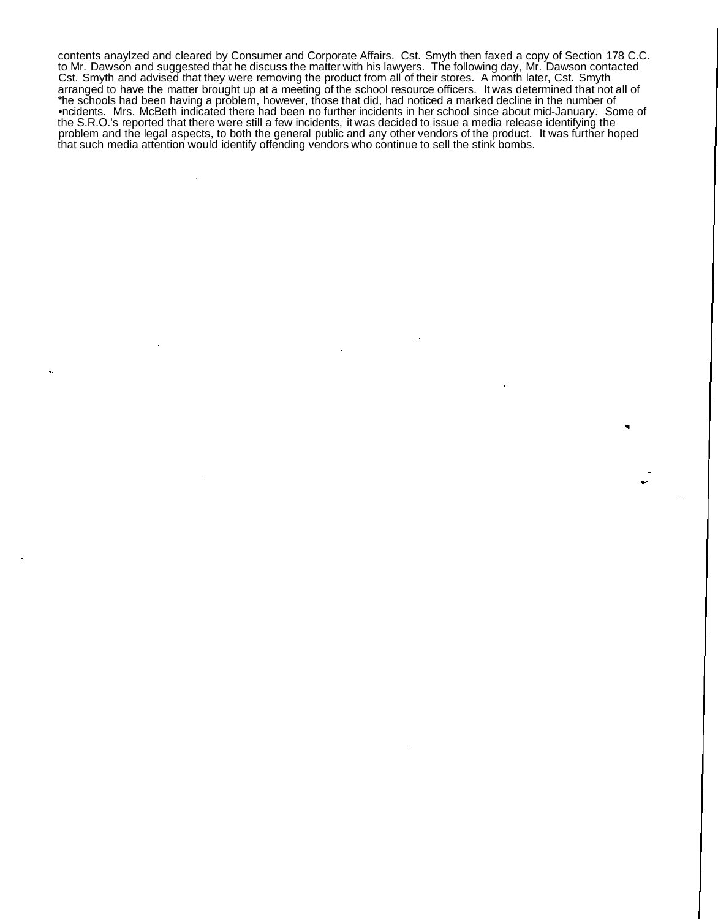contents anaylzed and cleared by Consumer and Corporate Affairs. Cst. Smyth then faxed a copy of Section 178 C.C. to Mr. Dawson and suggested that he discuss the matter with his lawyers. The following day, Mr. Dawson contacted Cst. Smyth and advised that they were removing the product from all of their stores. A month later, Cst. Smyth arranged to have the matter brought up at a meeting of the school resource officers. It was determined that not all of *he schools had been having a problem, however, those that did, had noticed a marked decline in the number of •ncidents. Mrs. McBeth indicated there had been no further incidents in her school since about mid-January. Some of the S.R.O.'s reported that there were still a few incidents, it was decided to issue a media release identifying the problem and the legal aspects, to both the general public and any other vendors of the product. It was further hoped that such media attention would identify offending vendors who continue to sell the stink bombs.